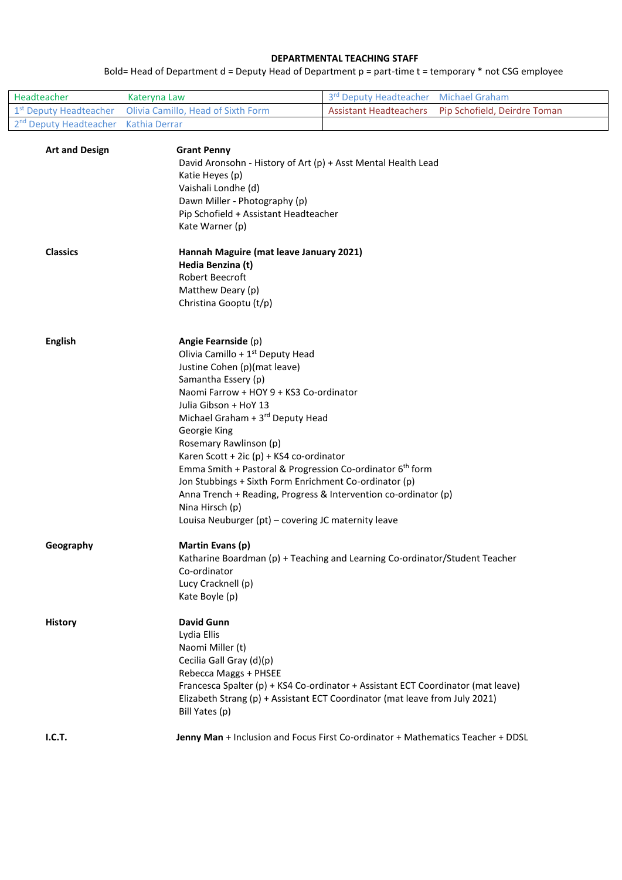## DEPARTMENTAL TEACHING STAFF

Bold= Head of Department d = Deputy Head of Department p = part-time t = temporary * not CSG employee

| | | | |
|---|---|---|---|
| Headteacher | Kateryna Law | 3rd Deputy Headteacher | Michael Graham |
| 1st Deputy Headteacher | Olivia Camillo, Head of Sixth Form | Assistant Headteachers | Pip Schofield, Deirdre Toman |
| 2nd Deputy Headteacher | Kathia Derrar | | |

**Art and Design**

**Grant Penny**
David Aronsohn - History of Art (p) + Asst Mental Health Lead
Katie Heyes (p)
Vaishali Londhe (d)
Dawn Miller - Photography (p)
Pip Schofield + Assistant Headteacher
Kate Warner (p)

**Classics**

**Hannah Maguire (mat leave January 2021)**
**Hedia Benzina (t)**
Robert Beecroft
Matthew Deary (p)
Christina Gooptu (t/p)

**English**

**Angie Fearnside** (p)
Olivia Camillo + 1st Deputy Head
Justine Cohen (p)(mat leave)
Samantha Essery (p)
Naomi Farrow + HOY 9 + KS3 Co-ordinator
Julia Gibson + HoY 13
Michael Graham + 3rd Deputy Head
Georgie King
Rosemary Rawlinson (p)
Karen Scott + 2ic (p) + KS4 co-ordinator
Emma Smith + Pastoral & Progression Co-ordinator 6th form
Jon Stubbings + Sixth Form Enrichment Co-ordinator (p)
Anna Trench + Reading, Progress & Intervention co-ordinator (p)
Nina Hirsch (p)
Louisa Neuburger (pt) – covering JC maternity leave

**Geography**

**Martin Evans (p)**
Katharine Boardman (p) + Teaching and Learning Co-ordinator/Student Teacher Co-ordinator
Lucy Cracknell (p)
Kate Boyle (p)

**History**

**David Gunn**
Lydia Ellis
Naomi Miller (t)
Cecilia Gall Gray (d)(p)
Rebecca Maggs + PHSEE
Francesca Spalter (p) + KS4 Co-ordinator + Assistant ECT Coordinator (mat leave)
Elizabeth Strang (p) + Assistant ECT Coordinator (mat leave from July 2021)
Bill Yates (p)

**I.C.T.**

**Jenny Man** + Inclusion and Focus First Co-ordinator + Mathematics Teacher + DDSL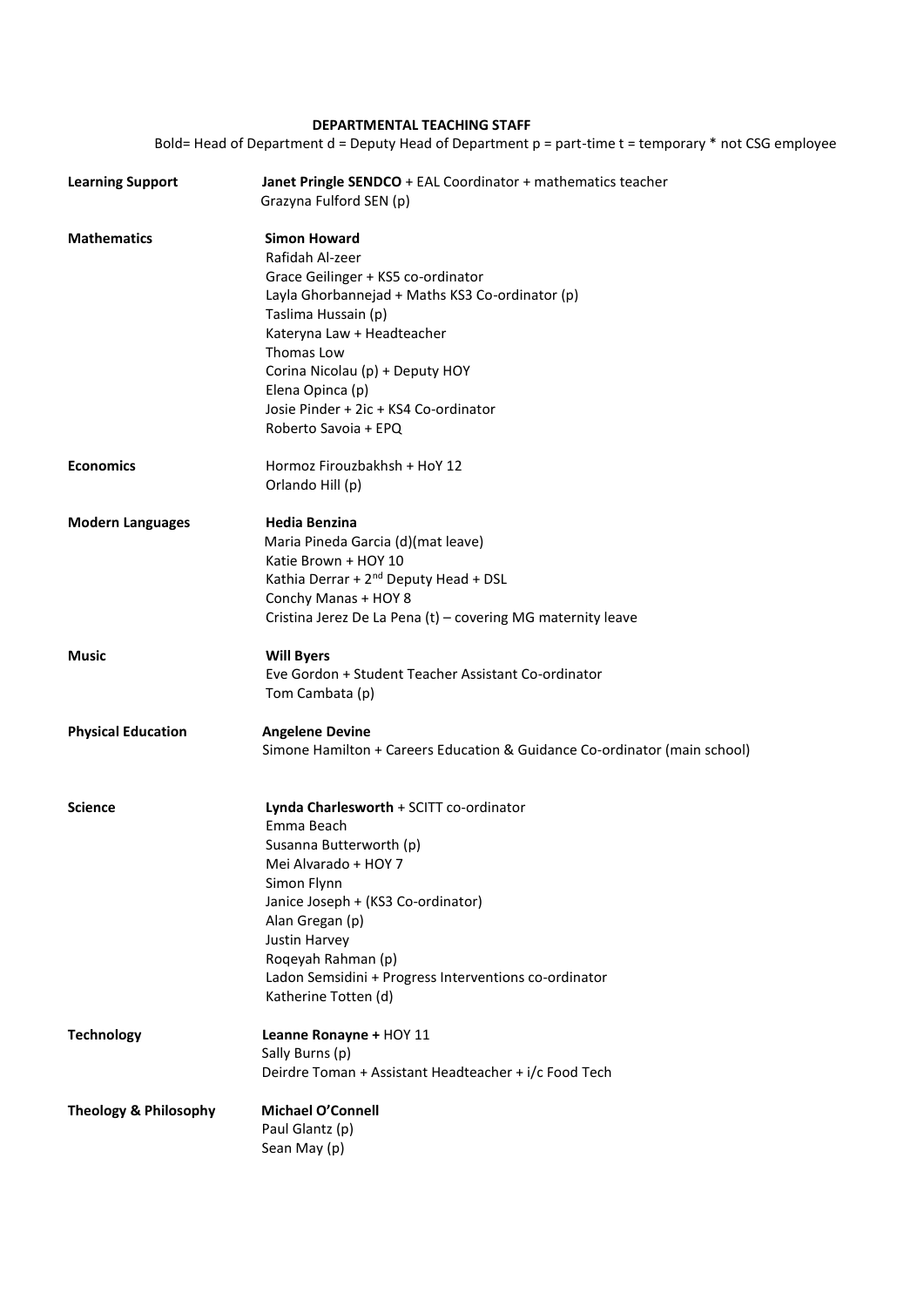## DEPARTMENTAL TEACHING STAFF

Bold= Head of Department d = Deputy Head of Department p = part-time t = temporary * not CSG employee

| Department | Staff |
|---|---|
| **Learning Support** | **Janet Pringle SENDCO** + EAL Coordinator + mathematics teacher<br>Grazyna Fulford SEN (p) |
| **Mathematics** | **Simon Howard**<br>Rafidah Al-zeer<br>Grace Geilinger + KS5 co-ordinator<br>Layla Ghorbannejad + Maths KS3 Co-ordinator (p)<br>Taslima Hussain (p)<br>Kateryna Law + Headteacher<br>Thomas Low<br>Corina Nicolau (p) + Deputy HOY<br>Elena Opinca (p)<br>Josie Pinder + 2ic + KS4 Co-ordinator<br>Roberto Savoia + EPQ |
| **Economics** | Hormoz Firouzbakhsh + HoY 12<br>Orlando Hill (p) |
| **Modern Languages** | **Hedia Benzina**<br>Maria Pineda Garcia (d)(mat leave)<br>Katie Brown + HOY 10<br>Kathia Derrar + 2nd Deputy Head + DSL<br>Conchy Manas + HOY 8<br>Cristina Jerez De La Pena (t) – covering MG maternity leave |
| **Music** | **Will Byers**<br>Eve Gordon + Student Teacher Assistant Co-ordinator<br>Tom Cambata (p) |
| **Physical Education** | **Angelene Devine**<br>Simone Hamilton + Careers Education & Guidance Co-ordinator (main school) |
| **Science** | **Lynda Charlesworth** + SCITT co-ordinator<br>Emma Beach<br>Susanna Butterworth (p)<br>Mei Alvarado + HOY 7<br>Simon Flynn<br>Janice Joseph + (KS3 Co-ordinator)<br>Alan Gregan (p)<br>Justin Harvey<br>Roqeyah Rahman (p)<br>Ladon Semsidini + Progress Interventions co-ordinator<br>Katherine Totten (d) |
| **Technology** | **Leanne Ronayne +** HOY 11<br>Sally Burns (p)<br>Deirdre Toman + Assistant Headteacher + i/c Food Tech |
| **Theology & Philosophy** | **Michael O'Connell**<br>Paul Glantz (p)<br>Sean May (p) |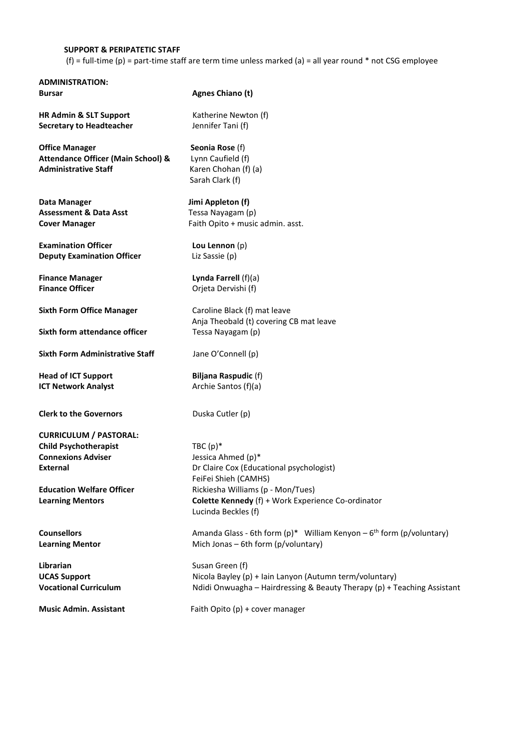## SUPPORT & PERIPATETIC STAFF

(f) = full-time (p) = part-time staff are term time unless marked (a) = all year round * not CSG employee

### ADMINISTRATION:

| | |
|---|---|
| **Bursar** | **Agnes Chiano (t)** |
| **HR Admin & SLT Support** | Katherine Newton (f) |
| **Secretary to Headteacher** | Jennifer Tani (f) |
| **Office Manager** | **Seonia Rose** (f) |
| **Attendance Officer (Main School) & Administrative Staff** | Lynn Caufield (f)<br>Karen Chohan (f) (a)<br>Sarah Clark (f) |
| **Data Manager** | **Jimi Appleton (f)** |
| **Assessment & Data Asst** | Tessa Nayagam (p) |
| **Cover Manager** | Faith Opito + music admin. asst. |
| **Examination Officer** | **Lou Lennon** (p) |
| **Deputy Examination Officer** | Liz Sassie (p) |
| **Finance Manager** | **Lynda Farrell** (f)(a) |
| **Finance Officer** | Orjeta Dervishi (f) |
| **Sixth Form Office Manager** | Caroline Black (f) mat leave<br>Anja Theobald (t) covering CB mat leave |
| **Sixth form attendance officer** | Tessa Nayagam (p) |
| **Sixth Form Administrative Staff** | Jane O'Connell (p) |
| **Head of ICT Support** | **Biljana Raspudic** (f) |
| **ICT Network Analyst** | Archie Santos (f)(a) |
| **Clerk to the Governors** | Duska Cutler (p) |

### CURRICULUM / PASTORAL:

| | |
|---|---|
| **Child Psychotherapist** | TBC (p)* |
| **Connexions Adviser** | Jessica Ahmed (p)* |
| **External** | Dr Claire Cox (Educational psychologist)<br>FeiFei Shieh (CAMHS) |
| **Education Welfare Officer** | Rickiesha Williams (p - Mon/Tues) |
| **Learning Mentors** | **Colette Kennedy** (f) + Work Experience Co-ordinator<br>Lucinda Beckles (f) |
| **Counsellors** | Amanda Glass - 6th form (p)* William Kenyon – 6th form (p/voluntary) |
| **Learning Mentor** | Mich Jonas – 6th form (p/voluntary) |
| **Librarian** | Susan Green (f) |
| **UCAS Support** | Nicola Bayley (p) + Iain Lanyon (Autumn term/voluntary) |
| **Vocational Curriculum** | Ndidi Onwuagha – Hairdressing & Beauty Therapy (p) + Teaching Assistant |
| **Music Admin. Assistant** | Faith Opito (p) + cover manager |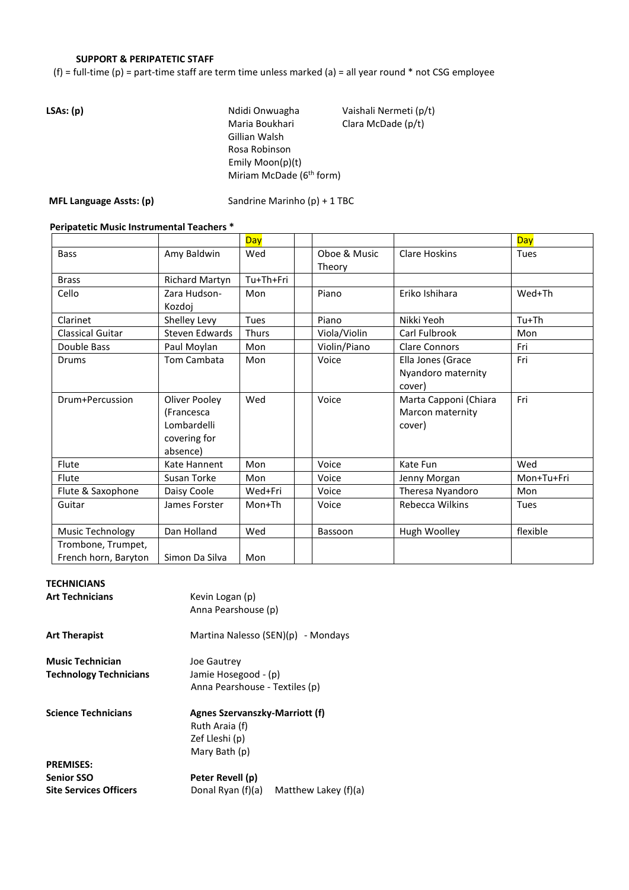**SUPPORT & PERIPATETIC STAFF**

(f) = full-time (p) = part-time staff are term time unless marked (a) = all year round * not CSG employee

**LSAs: (p)**

Ndidi Onwuagha
Maria Boukhari
Gillian Walsh
Rosa Robinson
Emily Moon(p)(t)
Miriam McDade (6th form)

Vaishali Nermeti (p/t)
Clara McDade (p/t)

**MFL Language Assts: (p)** Sandrine Marinho (p) + 1 TBC

**Peripatetic Music Instrumental Teachers ***

| | | Day | | | | Day |
|---|---|---|---|---|---|---|
| Bass | Amy Baldwin | Wed | | Oboe & Music Theory | Clare Hoskins | Tues |
| Brass | Richard Martyn | Tu+Th+Fri | | | | |
| Cello | Zara Hudson-Kozdoj | Mon | | Piano | Eriko Ishihara | Wed+Th |
| Clarinet | Shelley Levy | Tues | | Piano | Nikki Yeoh | Tu+Th |
| Classical Guitar | Steven Edwards | Thurs | | Viola/Violin | Carl Fulbrook | Mon |
| Double Bass | Paul Moylan | Mon | | Violin/Piano | Clare Connors | Fri |
| Drums | Tom Cambata | Mon | | Voice | Ella Jones (Grace Nyandoro maternity cover) | Fri |
| Drum+Percussion | Oliver Pooley (Francesca Lombardelli covering for absence) | Wed | | Voice | Marta Capponi (Chiara Marcon maternity cover) | Fri |
| Flute | Kate Hannent | Mon | | Voice | Kate Fun | Wed |
| Flute | Susan Torke | Mon | | Voice | Jenny Morgan | Mon+Tu+Fri |
| Flute & Saxophone | Daisy Coole | Wed+Fri | | Voice | Theresa Nyandoro | Mon |
| Guitar | James Forster | Mon+Th | | Voice | Rebecca Wilkins | Tues |
| Music Technology | Dan Holland | Wed | | Bassoon | Hugh Woolley | flexible |
| Trombone, Trumpet, French horn, Baryton | Simon Da Silva | Mon | | | | |

**TECHNICIANS**

**Art Technicians** Kevin Logan (p)
Anna Pearshouse (p)

**Art Therapist** Martina Nalesso (SEN)(p) - Mondays

**Music Technician** Joe Gautrey

**Technology Technicians** Jamie Hosegood - (p)
Anna Pearshouse - Textiles (p)

**Science Technicians** **Agnes Szervanszky-Marriott (f)**
Ruth Araia (f)
Zef Lleshi (p)
Mary Bath (p)

**PREMISES:**

**Senior SSO** **Peter Revell (p)**

**Site Services Officers** Donal Ryan (f)(a) Matthew Lakey (f)(a)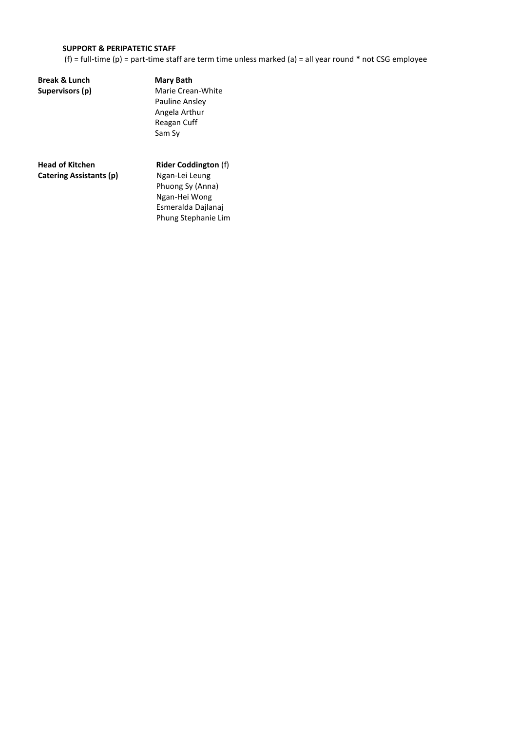**SUPPORT & PERIPATETIC STAFF**

(f) = full-time (p) = part-time staff are term time unless marked (a) = all year round * not CSG employee

| | |
|---|---|
| **Break & Lunch Supervisors (p)** | **Mary Bath**<br>Marie Crean-White<br>Pauline Ansley<br>Angela Arthur<br>Reagan Cuff<br>Sam Sy |
| **Head of Kitchen**<br>**Catering Assistants (p)** | **Rider Coddington** (f)<br>Ngan-Lei Leung<br>Phuong Sy (Anna)<br>Ngan-Hei Wong<br>Esmeralda Dajlanaj<br>Phung Stephanie Lim |